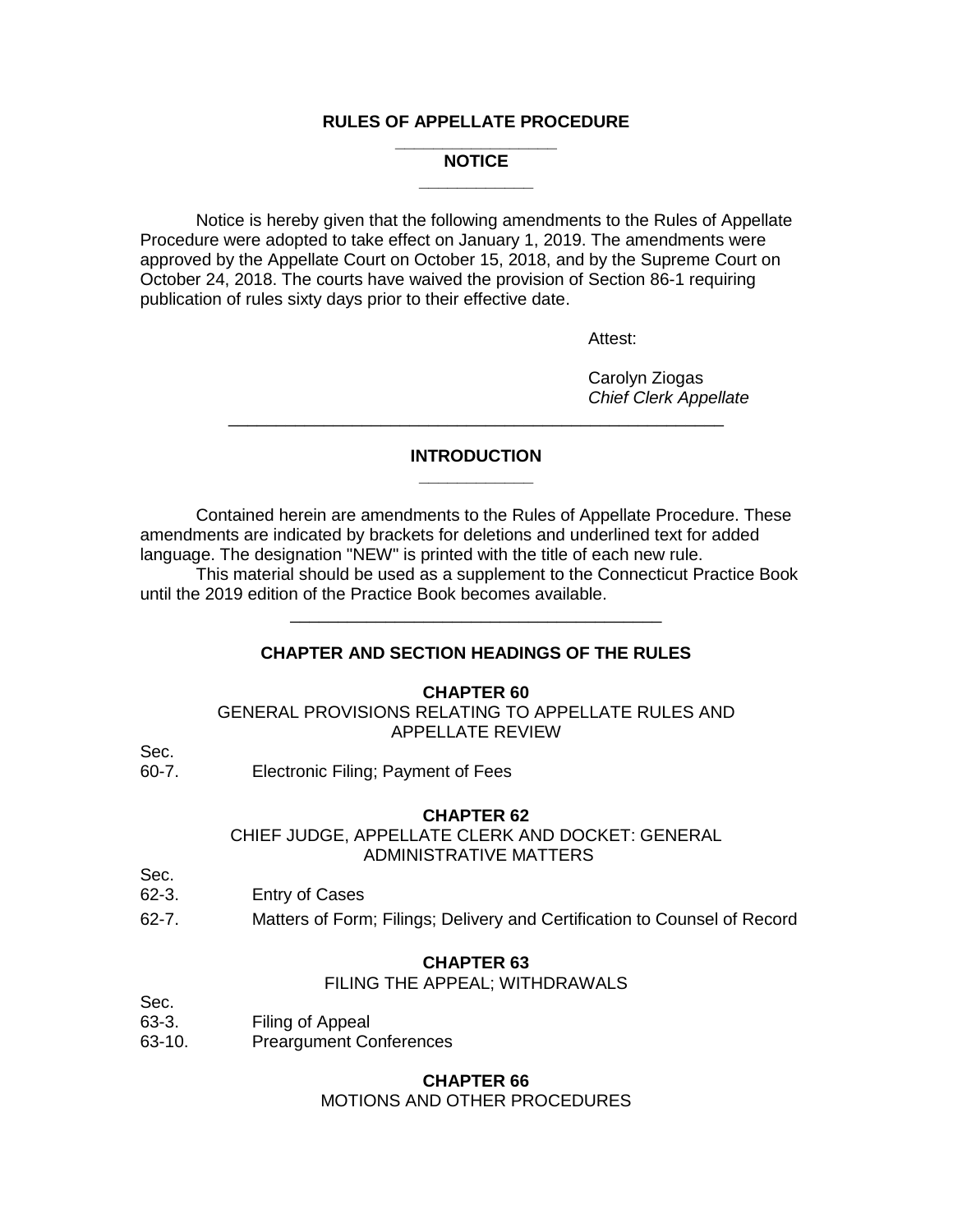## RULES OF APPELLATE PROCEDURE

### NOTICE

Notice is hereby given that the following amendments to the Rules of Appellate Procedure were adopted to take effect on January 1, 2019. The amendments were approved by the Appellate Court on October 15, 2018, and by the Supreme Court on October 24, 2018. The courts have waived the provision of Section 86-1 requiring publication of rules sixty days prior to their effective date.

Attest:

Carolyn Ziogas
*Chief Clerk Appellate*

---

### INTRODUCTION

Contained herein are amendments to the Rules of Appellate Procedure. These amendments are indicated by brackets for deletions and underlined text for added language. The designation "NEW" is printed with the title of each new rule.

This material should be used as a supplement to the Connecticut Practice Book until the 2019 edition of the Practice Book becomes available.

---

### CHAPTER AND SECTION HEADINGS OF THE RULES

**CHAPTER 60**

GENERAL PROVISIONS RELATING TO APPELLATE RULES AND APPELLATE REVIEW

Sec.
60-7. Electronic Filing; Payment of Fees

**CHAPTER 62**

CHIEF JUDGE, APPELLATE CLERK AND DOCKET: GENERAL ADMINISTRATIVE MATTERS

Sec.
62-3. Entry of Cases
62-7. Matters of Form; Filings; Delivery and Certification to Counsel of Record

**CHAPTER 63**

FILING THE APPEAL; WITHDRAWALS

Sec.
63-3. Filing of Appeal
63-10. Preargument Conferences

**CHAPTER 66**

MOTIONS AND OTHER PROCEDURES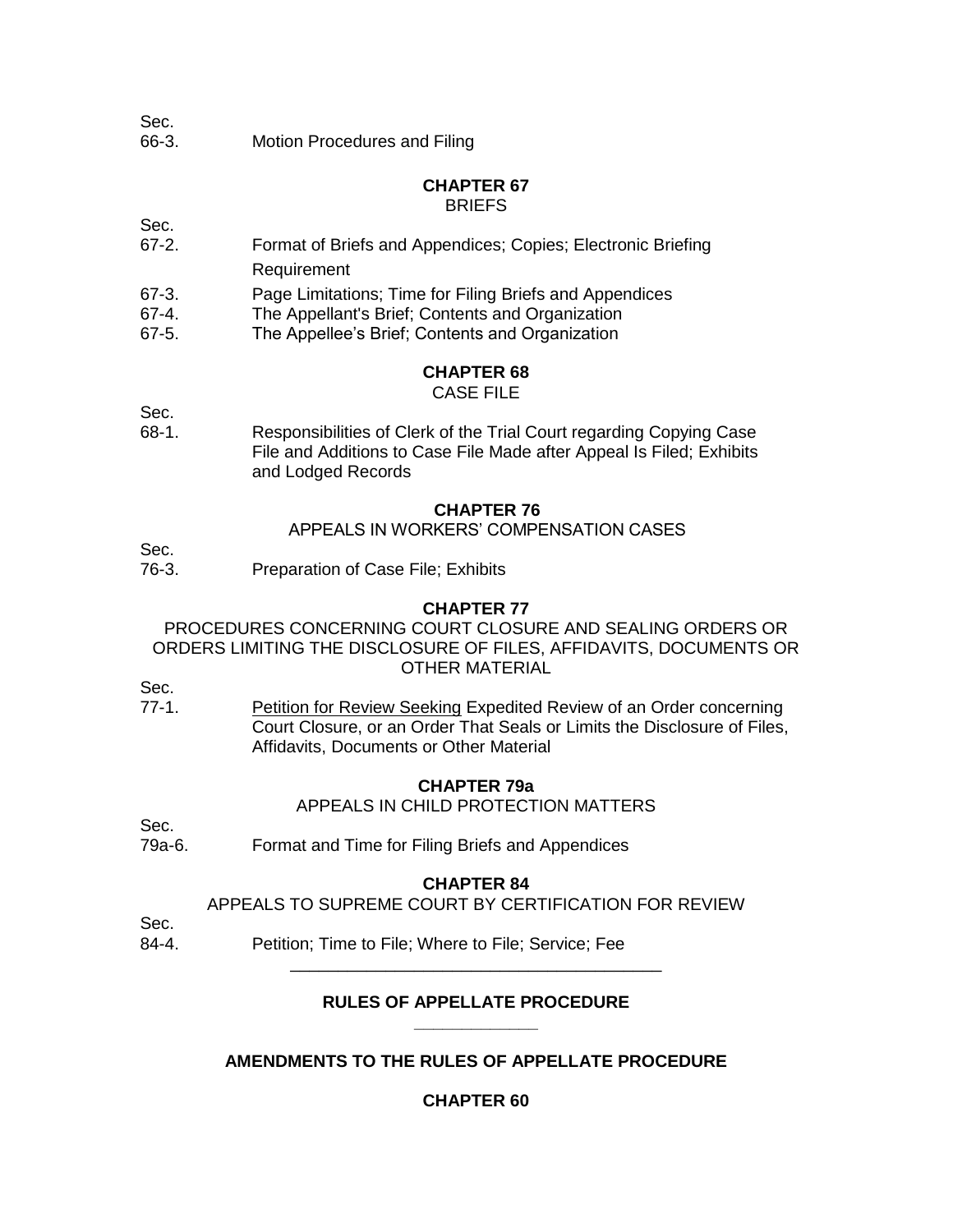Sec.
66-3. Motion Procedures and Filing

**CHAPTER 67**
BRIEFS

Sec.
67-2. Format of Briefs and Appendices; Copies; Electronic Briefing Requirement
67-3. Page Limitations; Time for Filing Briefs and Appendices
67-4. The Appellant's Brief; Contents and Organization
67-5. The Appellee's Brief; Contents and Organization

**CHAPTER 68**
CASE FILE

Sec.
68-1. Responsibilities of Clerk of the Trial Court regarding Copying Case File and Additions to Case File Made after Appeal Is Filed; Exhibits and Lodged Records

**CHAPTER 76**
APPEALS IN WORKERS' COMPENSATION CASES

Sec.
76-3. Preparation of Case File; Exhibits

**CHAPTER 77**
PROCEDURES CONCERNING COURT CLOSURE AND SEALING ORDERS OR ORDERS LIMITING THE DISCLOSURE OF FILES, AFFIDAVITS, DOCUMENTS OR OTHER MATERIAL

Sec.
77-1. Petition for Review Seeking Expedited Review of an Order concerning Court Closure, or an Order That Seals or Limits the Disclosure of Files, Affidavits, Documents or Other Material

**CHAPTER 79a**
APPEALS IN CHILD PROTECTION MATTERS

Sec.
79a-6. Format and Time for Filing Briefs and Appendices

**CHAPTER 84**
APPEALS TO SUPREME COURT BY CERTIFICATION FOR REVIEW

Sec.
84-4. Petition; Time to File; Where to File; Service; Fee

---

**RULES OF APPELLATE PROCEDURE**

---

**AMENDMENTS TO THE RULES OF APPELLATE PROCEDURE**

**CHAPTER 60**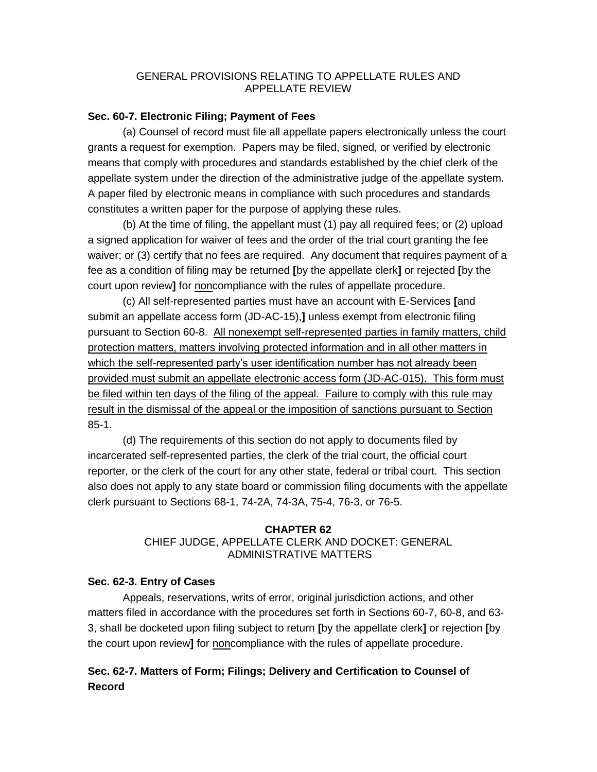GENERAL PROVISIONS RELATING TO APPELLATE RULES AND APPELLATE REVIEW

**Sec. 60-7. Electronic Filing; Payment of Fees**

(a) Counsel of record must file all appellate papers electronically unless the court grants a request for exemption. Papers may be filed, signed, or verified by electronic means that comply with procedures and standards established by the chief clerk of the appellate system under the direction of the administrative judge of the appellate system. A paper filed by electronic means in compliance with such procedures and standards constitutes a written paper for the purpose of applying these rules.

(b) At the time of filing, the appellant must (1) pay all required fees; or (2) upload a signed application for waiver of fees and the order of the trial court granting the fee waiver; or (3) certify that no fees are required. Any document that requires payment of a fee as a condition of filing may be returned **[**by the appellate clerk**]** or rejected **[**by the court upon review**]** for <u>non</u>compliance with the rules of appellate procedure.

(c) All self-represented parties must have an account with E-Services **[**and submit an appellate access form (JD-AC-15),**]** unless exempt from electronic filing pursuant to Section 60-8. <u>All nonexempt self-represented parties in family matters, child protection matters, matters involving protected information and in all other matters in which the self-represented party's user identification number has not already been provided must submit an appellate electronic access form (JD-AC-015). This form must be filed within ten days of the filing of the appeal. Failure to comply with this rule may result in the dismissal of the appeal or the imposition of sanctions pursuant to Section 85-1.</u>

(d) The requirements of this section do not apply to documents filed by incarcerated self-represented parties, the clerk of the trial court, the official court reporter, or the clerk of the court for any other state, federal or tribal court. This section also does not apply to any state board or commission filing documents with the appellate clerk pursuant to Sections 68-1, 74-2A, 74-3A, 75-4, 76-3, or 76-5.

## CHAPTER 62

CHIEF JUDGE, APPELLATE CLERK AND DOCKET: GENERAL ADMINISTRATIVE MATTERS

**Sec. 62-3. Entry of Cases**

Appeals, reservations, writs of error, original jurisdiction actions, and other matters filed in accordance with the procedures set forth in Sections 60-7, 60-8, and 63-3, shall be docketed upon filing subject to return **[**by the appellate clerk**]** or rejection **[**by the court upon review**]** for <u>non</u>compliance with the rules of appellate procedure.

**Sec. 62-7. Matters of Form; Filings; Delivery and Certification to Counsel of Record**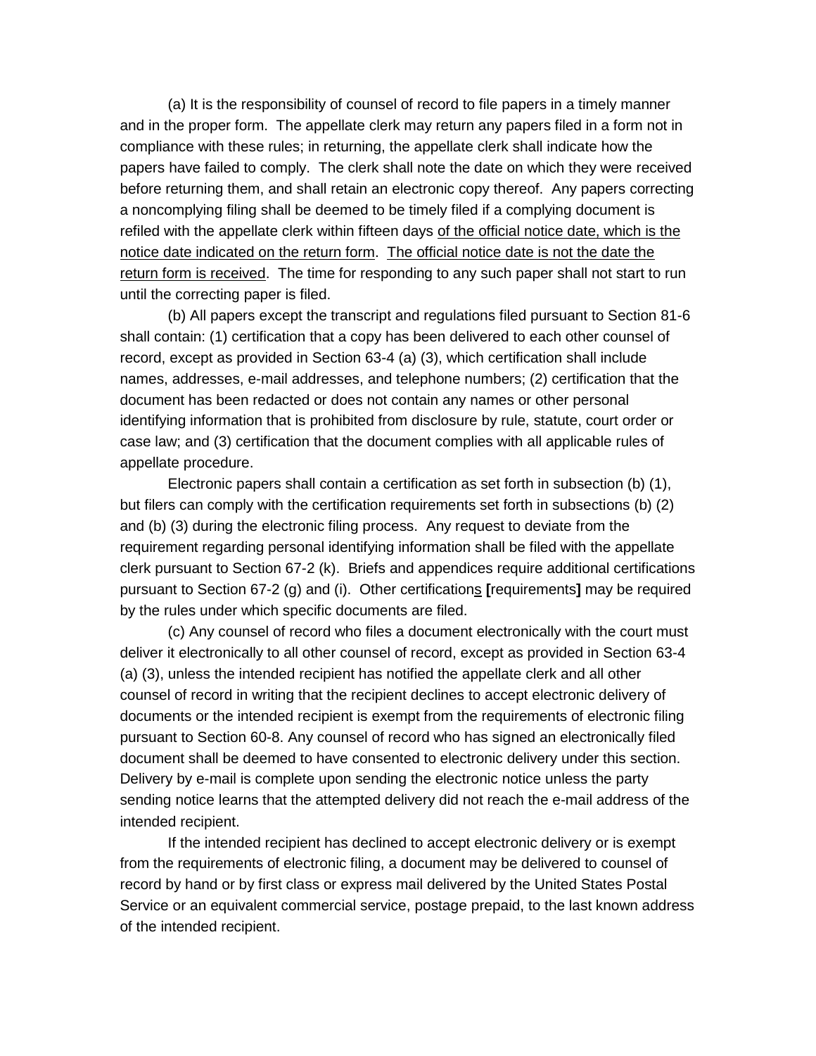(a) It is the responsibility of counsel of record to file papers in a timely manner and in the proper form. The appellate clerk may return any papers filed in a form not in compliance with these rules; in returning, the appellate clerk shall indicate how the papers have failed to comply. The clerk shall note the date on which they were received before returning them, and shall retain an electronic copy thereof. Any papers correcting a noncomplying filing shall be deemed to be timely filed if a complying document is refiled with the appellate clerk within fifteen days <u>of the official notice date, which is the notice date indicated on the return form</u>. <u>The official notice date is not the date the return form is received</u>. The time for responding to any such paper shall not start to run until the correcting paper is filed.

(b) All papers except the transcript and regulations filed pursuant to Section 81-6 shall contain: (1) certification that a copy has been delivered to each other counsel of record, except as provided in Section 63-4 (a) (3), which certification shall include names, addresses, e-mail addresses, and telephone numbers; (2) certification that the document has been redacted or does not contain any names or other personal identifying information that is prohibited from disclosure by rule, statute, court order or case law; and (3) certification that the document complies with all applicable rules of appellate procedure.

Electronic papers shall contain a certification as set forth in subsection (b) (1), but filers can comply with the certification requirements set forth in subsections (b) (2) and (b) (3) during the electronic filing process. Any request to deviate from the requirement regarding personal identifying information shall be filed with the appellate clerk pursuant to Section 67-2 (k). Briefs and appendices require additional certifications pursuant to Section 67-2 (g) and (i). Other certification<u>s</u> **[**requirements**]** may be required by the rules under which specific documents are filed.

(c) Any counsel of record who files a document electronically with the court must deliver it electronically to all other counsel of record, except as provided in Section 63-4 (a) (3), unless the intended recipient has notified the appellate clerk and all other counsel of record in writing that the recipient declines to accept electronic delivery of documents or the intended recipient is exempt from the requirements of electronic filing pursuant to Section 60-8. Any counsel of record who has signed an electronically filed document shall be deemed to have consented to electronic delivery under this section. Delivery by e-mail is complete upon sending the electronic notice unless the party sending notice learns that the attempted delivery did not reach the e-mail address of the intended recipient.

If the intended recipient has declined to accept electronic delivery or is exempt from the requirements of electronic filing, a document may be delivered to counsel of record by hand or by first class or express mail delivered by the United States Postal Service or an equivalent commercial service, postage prepaid, to the last known address of the intended recipient.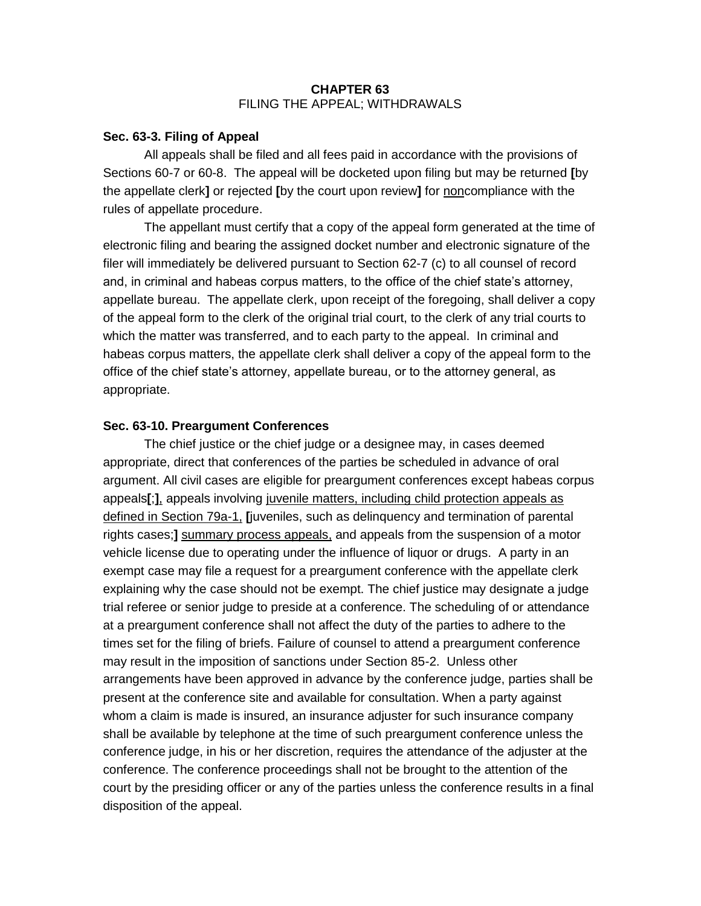**CHAPTER 63**
FILING THE APPEAL; WITHDRAWALS

**Sec. 63-3. Filing of Appeal**

All appeals shall be filed and all fees paid in accordance with the provisions of Sections 60-7 or 60-8. The appeal will be docketed upon filing but may be returned **[**by the appellate clerk**]** or rejected **[**by the court upon review**]** for <u>non</u>compliance with the rules of appellate procedure.

The appellant must certify that a copy of the appeal form generated at the time of electronic filing and bearing the assigned docket number and electronic signature of the filer will immediately be delivered pursuant to Section 62-7 (c) to all counsel of record and, in criminal and habeas corpus matters, to the office of the chief state's attorney, appellate bureau. The appellate clerk, upon receipt of the foregoing, shall deliver a copy of the appeal form to the clerk of the original trial court, to the clerk of any trial courts to which the matter was transferred, and to each party to the appeal. In criminal and habeas corpus matters, the appellate clerk shall deliver a copy of the appeal form to the office of the chief state's attorney, appellate bureau, or to the attorney general, as appropriate.

**Sec. 63-10. Preargument Conferences**

The chief justice or the chief judge or a designee may, in cases deemed appropriate, direct that conferences of the parties be scheduled in advance of oral argument. All civil cases are eligible for preargument conferences except habeas corpus appeals**[**;**]**<u>,</u> appeals involving <u>juvenile matters, including child protection appeals as defined in Section 79a-1,</u> **[**juveniles, such as delinquency and termination of parental rights cases;**]** <u>summary process appeals,</u> and appeals from the suspension of a motor vehicle license due to operating under the influence of liquor or drugs. A party in an exempt case may file a request for a preargument conference with the appellate clerk explaining why the case should not be exempt. The chief justice may designate a judge trial referee or senior judge to preside at a conference. The scheduling of or attendance at a preargument conference shall not affect the duty of the parties to adhere to the times set for the filing of briefs. Failure of counsel to attend a preargument conference may result in the imposition of sanctions under Section 85-2. Unless other arrangements have been approved in advance by the conference judge, parties shall be present at the conference site and available for consultation. When a party against whom a claim is made is insured, an insurance adjuster for such insurance company shall be available by telephone at the time of such preargument conference unless the conference judge, in his or her discretion, requires the attendance of the adjuster at the conference. The conference proceedings shall not be brought to the attention of the court by the presiding officer or any of the parties unless the conference results in a final disposition of the appeal.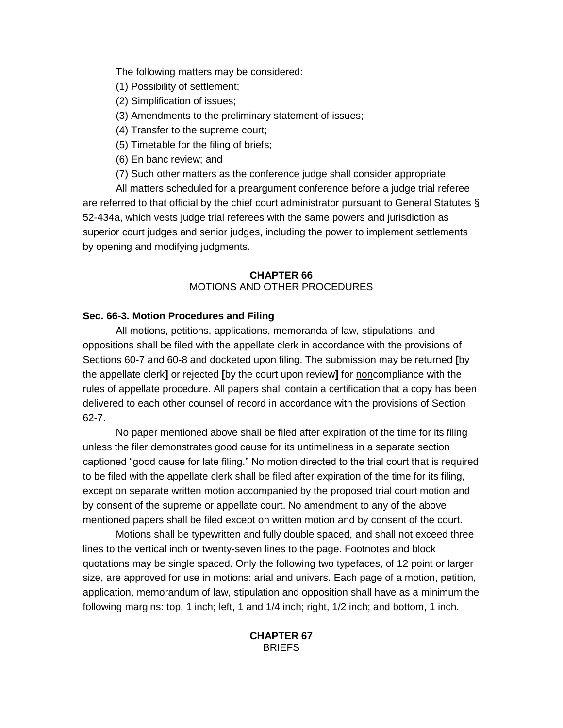The following matters may be considered:

(1) Possibility of settlement;

(2) Simplification of issues;

(3) Amendments to the preliminary statement of issues;

(4) Transfer to the supreme court;

(5) Timetable for the filing of briefs;

(6) En banc review; and

(7) Such other matters as the conference judge shall consider appropriate.

All matters scheduled for a preargument conference before a judge trial referee are referred to that official by the chief court administrator pursuant to General Statutes § 52-434a, which vests judge trial referees with the same powers and jurisdiction as superior court judges and senior judges, including the power to implement settlements by opening and modifying judgments.

## CHAPTER 66
MOTIONS AND OTHER PROCEDURES

### Sec. 66-3. Motion Procedures and Filing

All motions, petitions, applications, memoranda of law, stipulations, and oppositions shall be filed with the appellate clerk in accordance with the provisions of Sections 60-7 and 60-8 and docketed upon filing. The submission may be returned **[**by the appellate clerk**]** or rejected **[**by the court upon review**]** for <u>non</u>compliance with the rules of appellate procedure. All papers shall contain a certification that a copy has been delivered to each other counsel of record in accordance with the provisions of Section 62-7.

No paper mentioned above shall be filed after expiration of the time for its filing unless the filer demonstrates good cause for its untimeliness in a separate section captioned "good cause for late filing." No motion directed to the trial court that is required to be filed with the appellate clerk shall be filed after expiration of the time for its filing, except on separate written motion accompanied by the proposed trial court motion and by consent of the supreme or appellate court. No amendment to any of the above mentioned papers shall be filed except on written motion and by consent of the court.

Motions shall be typewritten and fully double spaced, and shall not exceed three lines to the vertical inch or twenty-seven lines to the page. Footnotes and block quotations may be single spaced. Only the following two typefaces, of 12 point or larger size, are approved for use in motions: arial and univers. Each page of a motion, petition, application, memorandum of law, stipulation and opposition shall have as a minimum the following margins: top, 1 inch; left, 1 and 1/4 inch; right, 1/2 inch; and bottom, 1 inch.

## CHAPTER 67
BRIEFS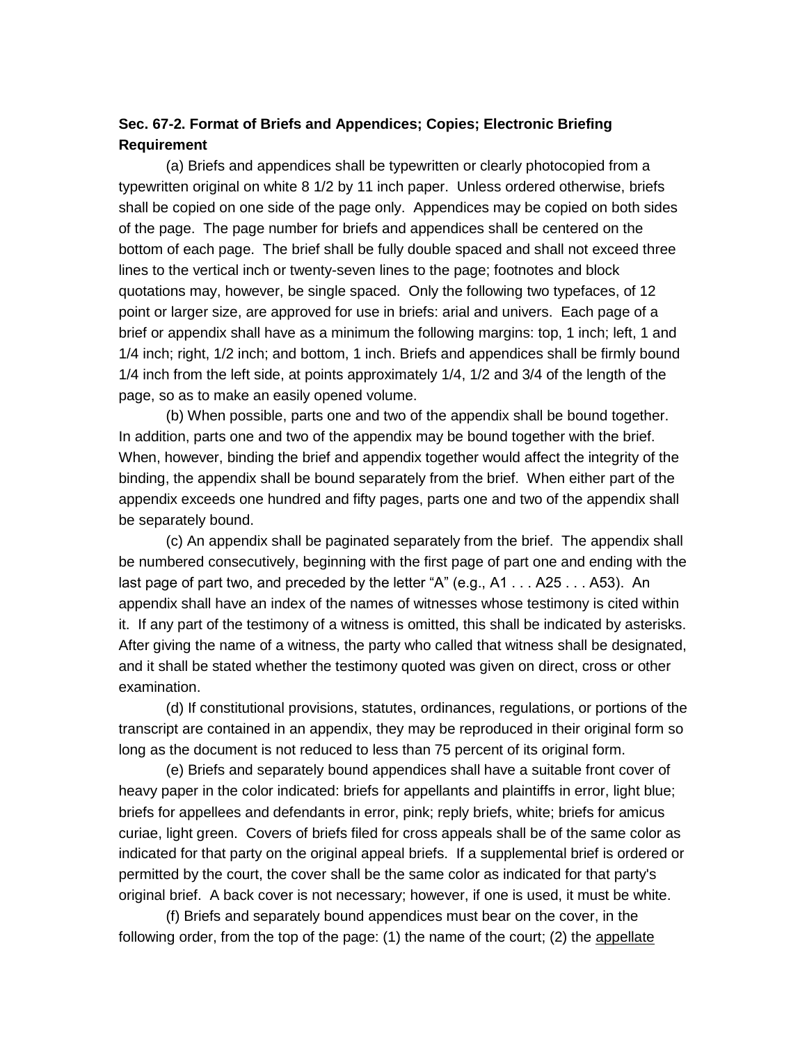**Sec. 67-2. Format of Briefs and Appendices; Copies; Electronic Briefing Requirement**

(a) Briefs and appendices shall be typewritten or clearly photocopied from a typewritten original on white 8 1/2 by 11 inch paper. Unless ordered otherwise, briefs shall be copied on one side of the page only. Appendices may be copied on both sides of the page. The page number for briefs and appendices shall be centered on the bottom of each page. The brief shall be fully double spaced and shall not exceed three lines to the vertical inch or twenty-seven lines to the page; footnotes and block quotations may, however, be single spaced. Only the following two typefaces, of 12 point or larger size, are approved for use in briefs: arial and univers. Each page of a brief or appendix shall have as a minimum the following margins: top, 1 inch; left, 1 and 1/4 inch; right, 1/2 inch; and bottom, 1 inch. Briefs and appendices shall be firmly bound 1/4 inch from the left side, at points approximately 1/4, 1/2 and 3/4 of the length of the page, so as to make an easily opened volume.

(b) When possible, parts one and two of the appendix shall be bound together. In addition, parts one and two of the appendix may be bound together with the brief. When, however, binding the brief and appendix together would affect the integrity of the binding, the appendix shall be bound separately from the brief. When either part of the appendix exceeds one hundred and fifty pages, parts one and two of the appendix shall be separately bound.

(c) An appendix shall be paginated separately from the brief. The appendix shall be numbered consecutively, beginning with the first page of part one and ending with the last page of part two, and preceded by the letter "A" (e.g., A1 . . . A25 . . . A53). An appendix shall have an index of the names of witnesses whose testimony is cited within it. If any part of the testimony of a witness is omitted, this shall be indicated by asterisks. After giving the name of a witness, the party who called that witness shall be designated, and it shall be stated whether the testimony quoted was given on direct, cross or other examination.

(d) If constitutional provisions, statutes, ordinances, regulations, or portions of the transcript are contained in an appendix, they may be reproduced in their original form so long as the document is not reduced to less than 75 percent of its original form.

(e) Briefs and separately bound appendices shall have a suitable front cover of heavy paper in the color indicated: briefs for appellants and plaintiffs in error, light blue; briefs for appellees and defendants in error, pink; reply briefs, white; briefs for amicus curiae, light green. Covers of briefs filed for cross appeals shall be of the same color as indicated for that party on the original appeal briefs. If a supplemental brief is ordered or permitted by the court, the cover shall be the same color as indicated for that party's original brief. A back cover is not necessary; however, if one is used, it must be white.

(f) Briefs and separately bound appendices must bear on the cover, in the following order, from the top of the page: (1) the name of the court; (2) the <u>appellate</u>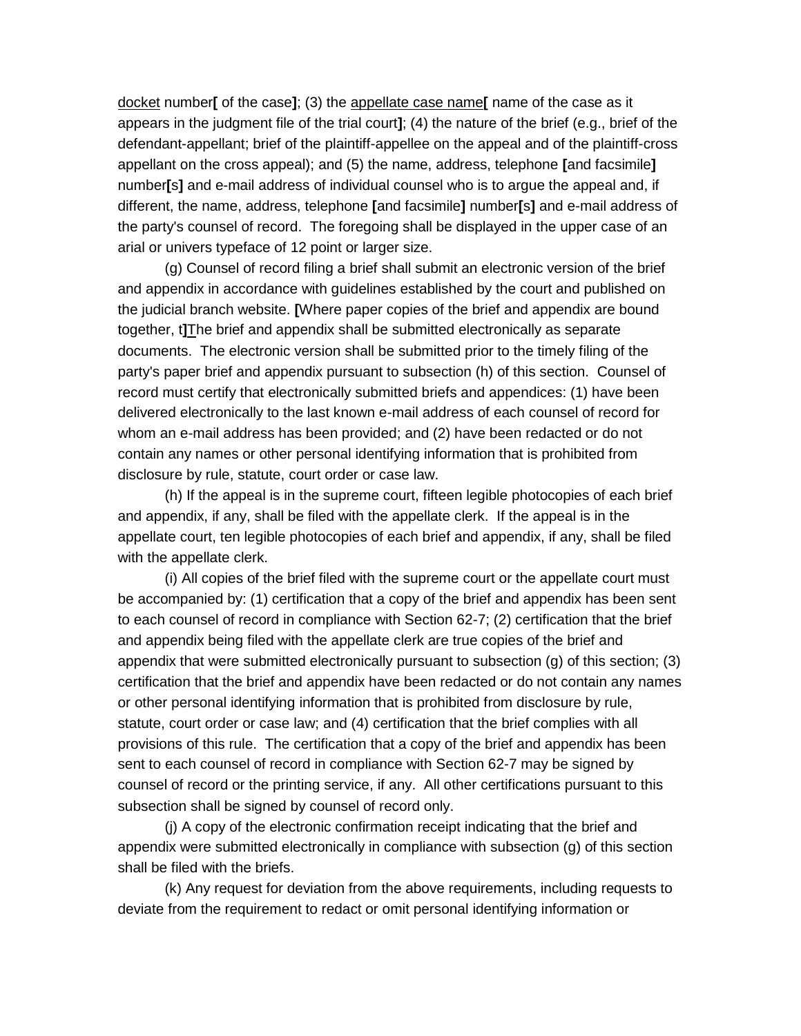docket number**[** of the case**]**; (3) the appellate case name**[** name of the case as it appears in the judgment file of the trial court**]**; (4) the nature of the brief (e.g., brief of the defendant-appellant; brief of the plaintiff-appellee on the appeal and of the plaintiff-cross appellant on the cross appeal); and (5) the name, address, telephone **[**and facsimile**]** number**[**s**]** and e-mail address of individual counsel who is to argue the appeal and, if different, the name, address, telephone **[**and facsimile**]** number**[**s**]** and e-mail address of the party's counsel of record. The foregoing shall be displayed in the upper case of an arial or univers typeface of 12 point or larger size.

(g) Counsel of record filing a brief shall submit an electronic version of the brief and appendix in accordance with guidelines established by the court and published on the judicial branch website. **[**Where paper copies of the brief and appendix are bound together, t**]**The brief and appendix shall be submitted electronically as separate documents. The electronic version shall be submitted prior to the timely filing of the party's paper brief and appendix pursuant to subsection (h) of this section. Counsel of record must certify that electronically submitted briefs and appendices: (1) have been delivered electronically to the last known e-mail address of each counsel of record for whom an e-mail address has been provided; and (2) have been redacted or do not contain any names or other personal identifying information that is prohibited from disclosure by rule, statute, court order or case law.

(h) If the appeal is in the supreme court, fifteen legible photocopies of each brief and appendix, if any, shall be filed with the appellate clerk. If the appeal is in the appellate court, ten legible photocopies of each brief and appendix, if any, shall be filed with the appellate clerk.

(i) All copies of the brief filed with the supreme court or the appellate court must be accompanied by: (1) certification that a copy of the brief and appendix has been sent to each counsel of record in compliance with Section 62-7; (2) certification that the brief and appendix being filed with the appellate clerk are true copies of the brief and appendix that were submitted electronically pursuant to subsection (g) of this section; (3) certification that the brief and appendix have been redacted or do not contain any names or other personal identifying information that is prohibited from disclosure by rule, statute, court order or case law; and (4) certification that the brief complies with all provisions of this rule. The certification that a copy of the brief and appendix has been sent to each counsel of record in compliance with Section 62-7 may be signed by counsel of record or the printing service, if any. All other certifications pursuant to this subsection shall be signed by counsel of record only.

(j) A copy of the electronic confirmation receipt indicating that the brief and appendix were submitted electronically in compliance with subsection (g) of this section shall be filed with the briefs.

(k) Any request for deviation from the above requirements, including requests to deviate from the requirement to redact or omit personal identifying information or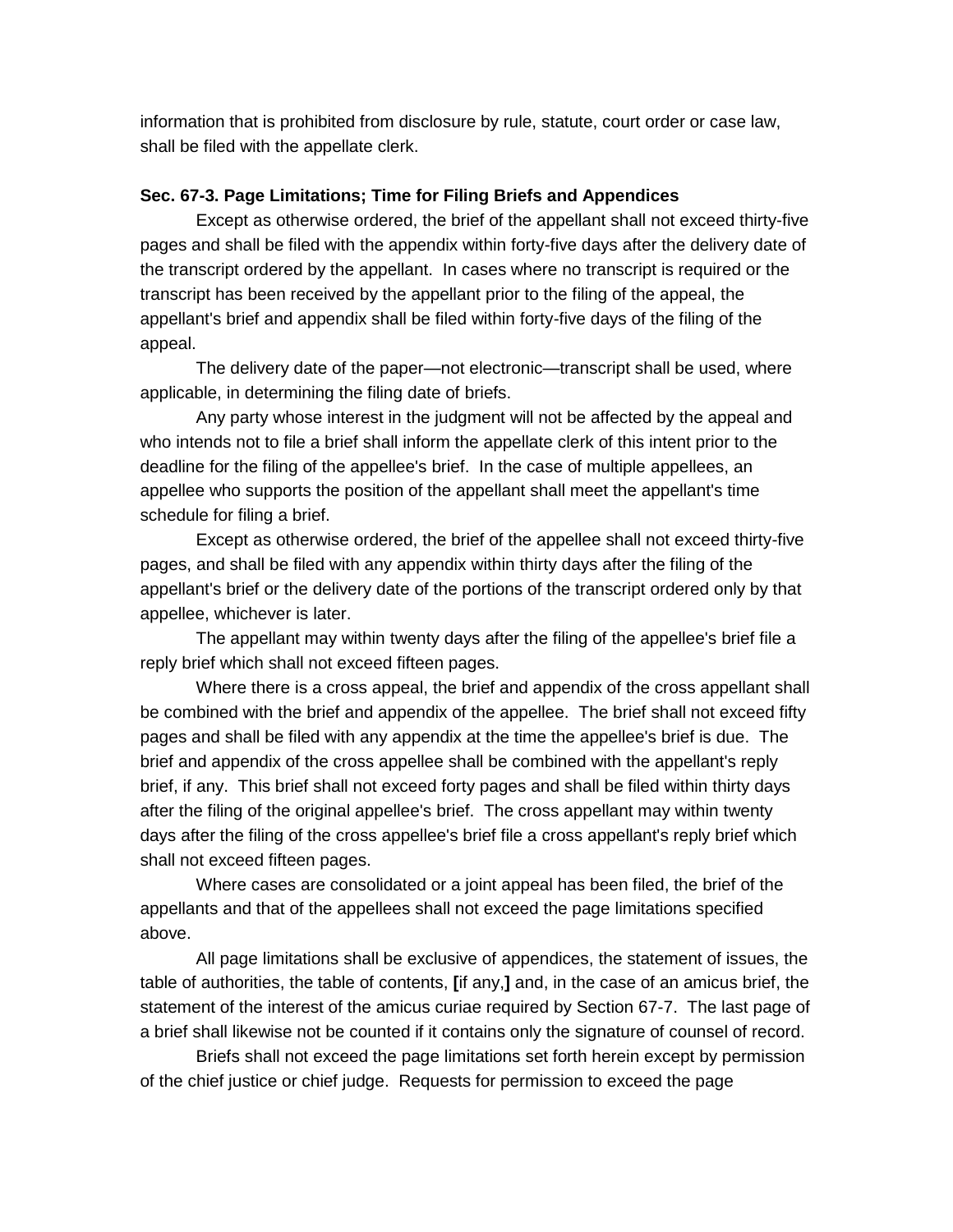information that is prohibited from disclosure by rule, statute, court order or case law, shall be filed with the appellate clerk.

**Sec. 67-3. Page Limitations; Time for Filing Briefs and Appendices**

Except as otherwise ordered, the brief of the appellant shall not exceed thirty-five pages and shall be filed with the appendix within forty-five days after the delivery date of the transcript ordered by the appellant. In cases where no transcript is required or the transcript has been received by the appellant prior to the filing of the appeal, the appellant's brief and appendix shall be filed within forty-five days of the filing of the appeal.

The delivery date of the paper—not electronic—transcript shall be used, where applicable, in determining the filing date of briefs.

Any party whose interest in the judgment will not be affected by the appeal and who intends not to file a brief shall inform the appellate clerk of this intent prior to the deadline for the filing of the appellee's brief. In the case of multiple appellees, an appellee who supports the position of the appellant shall meet the appellant's time schedule for filing a brief.

Except as otherwise ordered, the brief of the appellee shall not exceed thirty-five pages, and shall be filed with any appendix within thirty days after the filing of the appellant's brief or the delivery date of the portions of the transcript ordered only by that appellee, whichever is later.

The appellant may within twenty days after the filing of the appellee's brief file a reply brief which shall not exceed fifteen pages.

Where there is a cross appeal, the brief and appendix of the cross appellant shall be combined with the brief and appendix of the appellee. The brief shall not exceed fifty pages and shall be filed with any appendix at the time the appellee's brief is due. The brief and appendix of the cross appellee shall be combined with the appellant's reply brief, if any. This brief shall not exceed forty pages and shall be filed within thirty days after the filing of the original appellee's brief. The cross appellant may within twenty days after the filing of the cross appellee's brief file a cross appellant's reply brief which shall not exceed fifteen pages.

Where cases are consolidated or a joint appeal has been filed, the brief of the appellants and that of the appellees shall not exceed the page limitations specified above.

All page limitations shall be exclusive of appendices, the statement of issues, the table of authorities, the table of contents, **[**if any,**]** and, in the case of an amicus brief, the statement of the interest of the amicus curiae required by Section 67-7. The last page of a brief shall likewise not be counted if it contains only the signature of counsel of record.

Briefs shall not exceed the page limitations set forth herein except by permission of the chief justice or chief judge. Requests for permission to exceed the page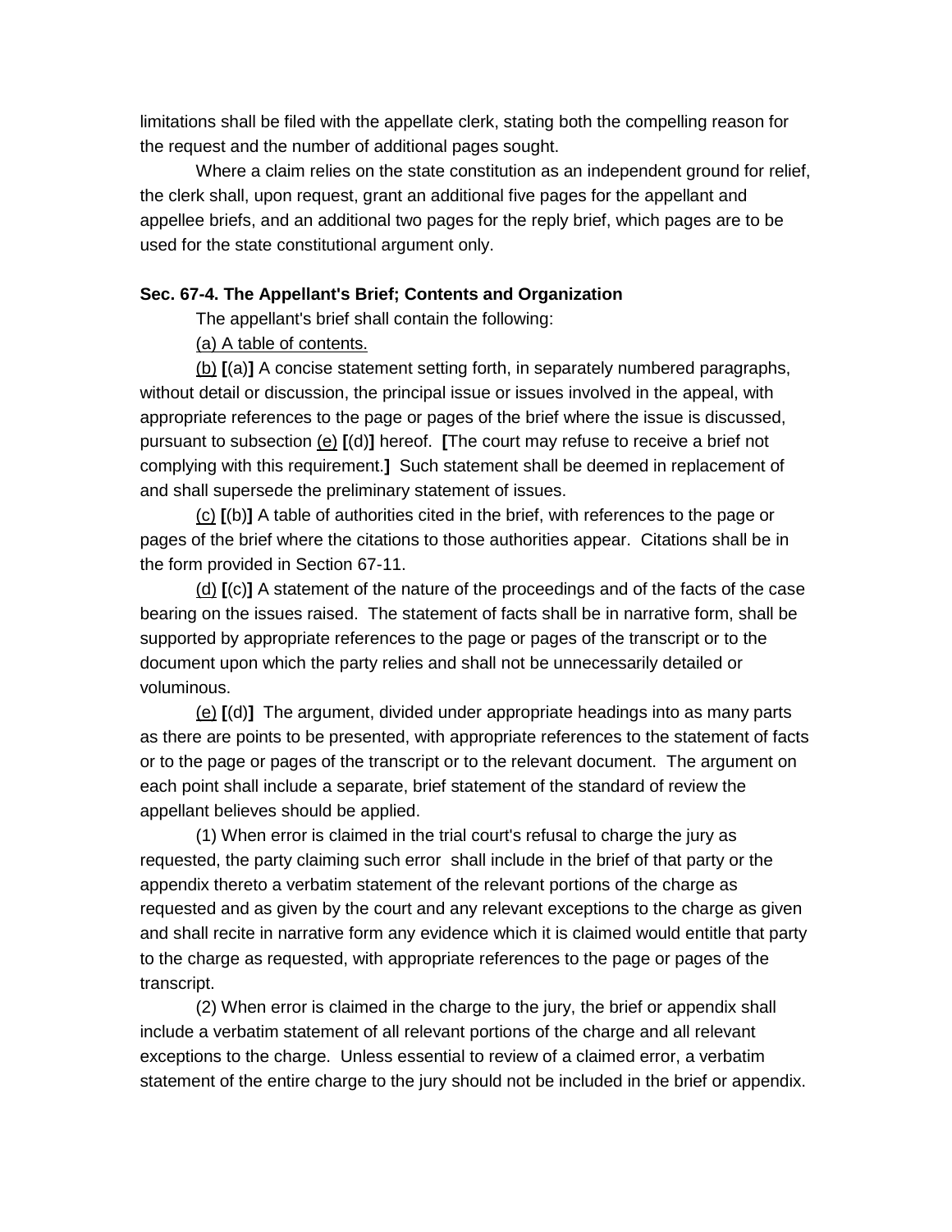limitations shall be filed with the appellate clerk, stating both the compelling reason for the request and the number of additional pages sought.

Where a claim relies on the state constitution as an independent ground for relief, the clerk shall, upon request, grant an additional five pages for the appellant and appellee briefs, and an additional two pages for the reply brief, which pages are to be used for the state constitutional argument only.

**Sec. 67-4. The Appellant's Brief; Contents and Organization**

The appellant's brief shall contain the following:

<u>(a) A table of contents.</u>

<u>(b)</u> **[**(a)**]** A concise statement setting forth, in separately numbered paragraphs, without detail or discussion, the principal issue or issues involved in the appeal, with appropriate references to the page or pages of the brief where the issue is discussed, pursuant to subsection <u>(e)</u> **[**(d)**]** hereof. **[**The court may refuse to receive a brief not complying with this requirement.**]** Such statement shall be deemed in replacement of and shall supersede the preliminary statement of issues.

<u>(c)</u> **[**(b)**]** A table of authorities cited in the brief, with references to the page or pages of the brief where the citations to those authorities appear. Citations shall be in the form provided in Section 67-11.

<u>(d)</u> **[**(c)**]** A statement of the nature of the proceedings and of the facts of the case bearing on the issues raised. The statement of facts shall be in narrative form, shall be supported by appropriate references to the page or pages of the transcript or to the document upon which the party relies and shall not be unnecessarily detailed or voluminous.

<u>(e)</u> **[**(d)**]** The argument, divided under appropriate headings into as many parts as there are points to be presented, with appropriate references to the statement of facts or to the page or pages of the transcript or to the relevant document. The argument on each point shall include a separate, brief statement of the standard of review the appellant believes should be applied.

(1) When error is claimed in the trial court's refusal to charge the jury as requested, the party claiming such error shall include in the brief of that party or the appendix thereto a verbatim statement of the relevant portions of the charge as requested and as given by the court and any relevant exceptions to the charge as given and shall recite in narrative form any evidence which it is claimed would entitle that party to the charge as requested, with appropriate references to the page or pages of the transcript.

(2) When error is claimed in the charge to the jury, the brief or appendix shall include a verbatim statement of all relevant portions of the charge and all relevant exceptions to the charge. Unless essential to review of a claimed error, a verbatim statement of the entire charge to the jury should not be included in the brief or appendix.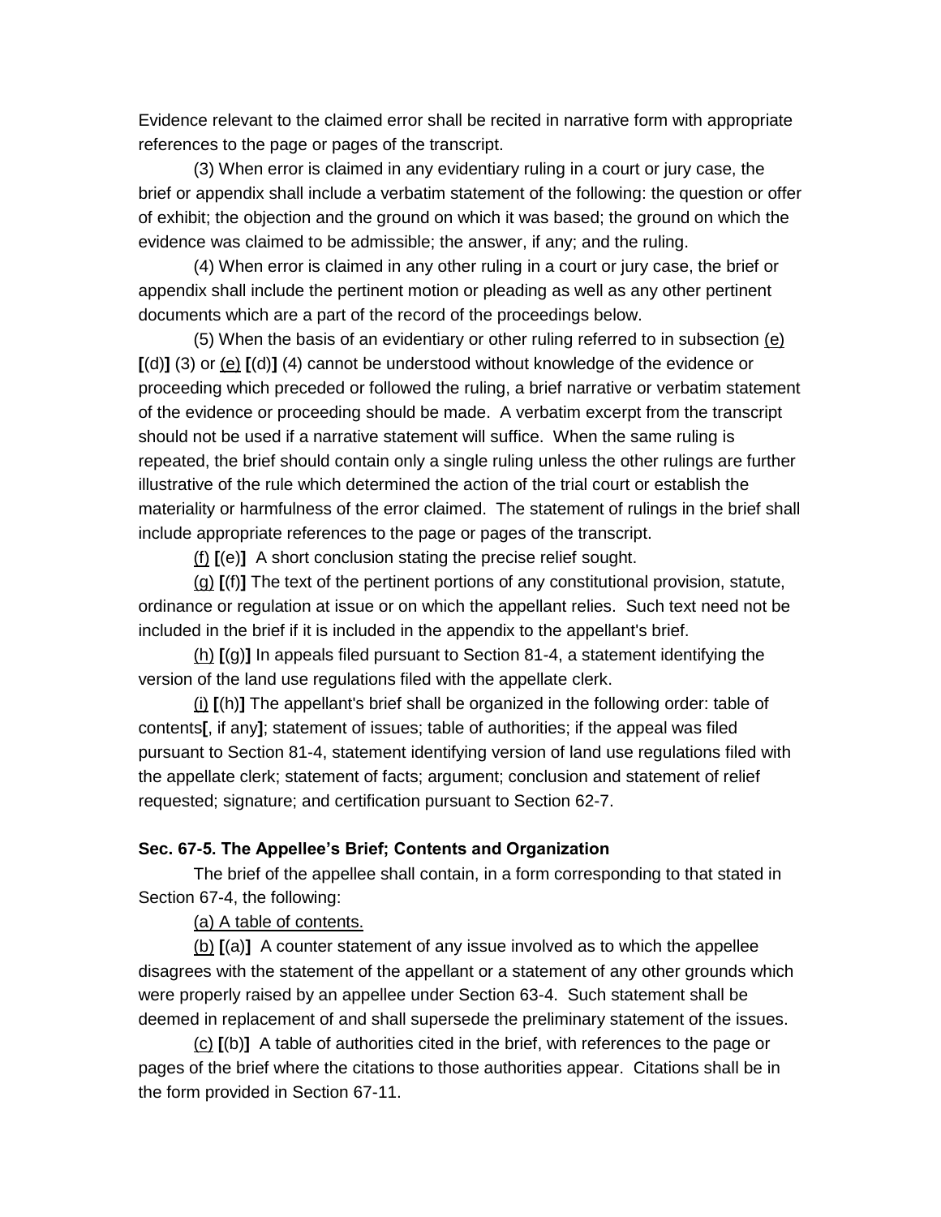Evidence relevant to the claimed error shall be recited in narrative form with appropriate references to the page or pages of the transcript.

(3) When error is claimed in any evidentiary ruling in a court or jury case, the brief or appendix shall include a verbatim statement of the following: the question or offer of exhibit; the objection and the ground on which it was based; the ground on which the evidence was claimed to be admissible; the answer, if any; and the ruling.

(4) When error is claimed in any other ruling in a court or jury case, the brief or appendix shall include the pertinent motion or pleading as well as any other pertinent documents which are a part of the record of the proceedings below.

(5) When the basis of an evidentiary or other ruling referred to in subsection <u>(e)</u> **[**(d)**]** (3) or <u>(e)</u> **[**(d)**]** (4) cannot be understood without knowledge of the evidence or proceeding which preceded or followed the ruling, a brief narrative or verbatim statement of the evidence or proceeding should be made. A verbatim excerpt from the transcript should not be used if a narrative statement will suffice. When the same ruling is repeated, the brief should contain only a single ruling unless the other rulings are further illustrative of the rule which determined the action of the trial court or establish the materiality or harmfulness of the error claimed. The statement of rulings in the brief shall include appropriate references to the page or pages of the transcript.

<u>(f)</u> **[**(e)**]** A short conclusion stating the precise relief sought.

<u>(g)</u> **[**(f)**]** The text of the pertinent portions of any constitutional provision, statute, ordinance or regulation at issue or on which the appellant relies. Such text need not be included in the brief if it is included in the appendix to the appellant's brief.

<u>(h)</u> **[**(g)**]** In appeals filed pursuant to Section 81-4, a statement identifying the version of the land use regulations filed with the appellate clerk.

<u>(i)</u> **[**(h)**]** The appellant's brief shall be organized in the following order: table of contents**[**, if any**]**; statement of issues; table of authorities; if the appeal was filed pursuant to Section 81-4, statement identifying version of land use regulations filed with the appellate clerk; statement of facts; argument; conclusion and statement of relief requested; signature; and certification pursuant to Section 62-7.

**Sec. 67-5. The Appellee's Brief; Contents and Organization**

The brief of the appellee shall contain, in a form corresponding to that stated in Section 67-4, the following:

<u>(a) A table of contents.</u>

<u>(b)</u> **[**(a)**]** A counter statement of any issue involved as to which the appellee disagrees with the statement of the appellant or a statement of any other grounds which were properly raised by an appellee under Section 63-4. Such statement shall be deemed in replacement of and shall supersede the preliminary statement of the issues.

<u>(c)</u> **[**(b)**]** A table of authorities cited in the brief, with references to the page or pages of the brief where the citations to those authorities appear. Citations shall be in the form provided in Section 67-11.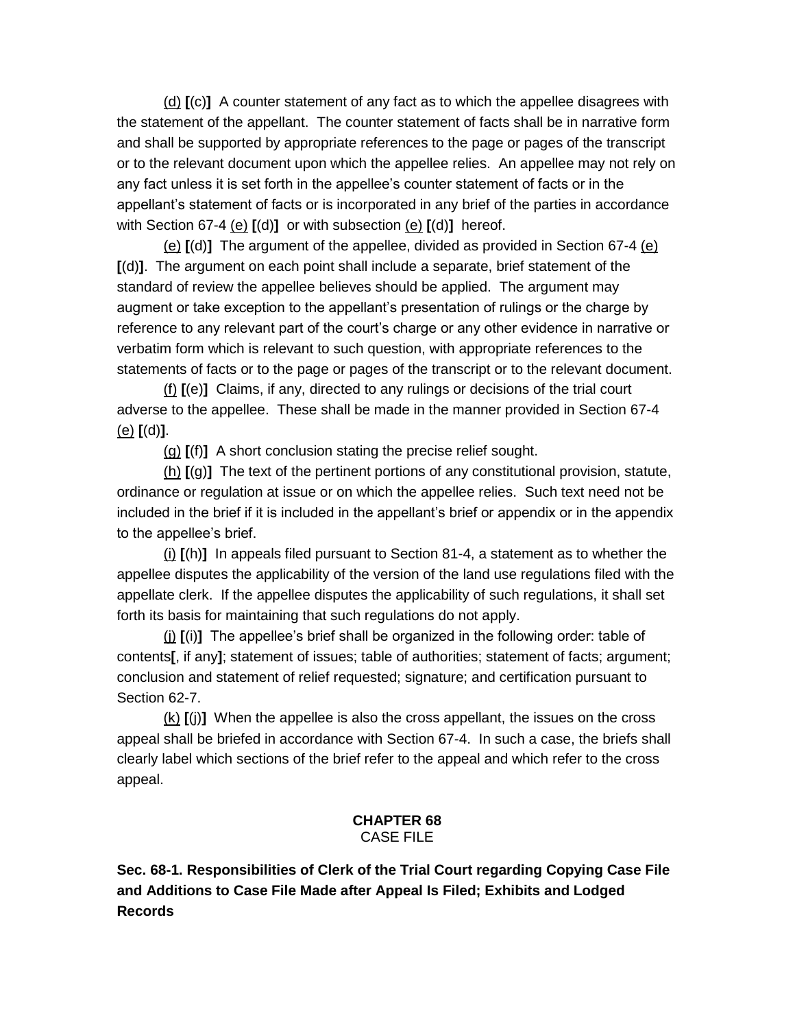(d) **[**(c)**]** A counter statement of any fact as to which the appellee disagrees with the statement of the appellant. The counter statement of facts shall be in narrative form and shall be supported by appropriate references to the page or pages of the transcript or to the relevant document upon which the appellee relies. An appellee may not rely on any fact unless it is set forth in the appellee's counter statement of facts or in the appellant's statement of facts or is incorporated in any brief of the parties in accordance with Section 67-4 (e) **[**(d)**]** or with subsection (e) **[**(d)**]** hereof.

(e) **[**(d)**]** The argument of the appellee, divided as provided in Section 67-4 (e) **[**(d)**]**. The argument on each point shall include a separate, brief statement of the standard of review the appellee believes should be applied. The argument may augment or take exception to the appellant's presentation of rulings or the charge by reference to any relevant part of the court's charge or any other evidence in narrative or verbatim form which is relevant to such question, with appropriate references to the statements of facts or to the page or pages of the transcript or to the relevant document.

(f) **[**(e)**]** Claims, if any, directed to any rulings or decisions of the trial court adverse to the appellee. These shall be made in the manner provided in Section 67-4 (e) **[**(d)**]**.

(g) **[**(f)**]** A short conclusion stating the precise relief sought.

(h) **[**(g)**]** The text of the pertinent portions of any constitutional provision, statute, ordinance or regulation at issue or on which the appellee relies. Such text need not be included in the brief if it is included in the appellant's brief or appendix or in the appendix to the appellee's brief.

(i) **[**(h)**]** In appeals filed pursuant to Section 81-4, a statement as to whether the appellee disputes the applicability of the version of the land use regulations filed with the appellate clerk. If the appellee disputes the applicability of such regulations, it shall set forth its basis for maintaining that such regulations do not apply.

(j) **[**(i)**]** The appellee's brief shall be organized in the following order: table of contents**[**, if any**]**; statement of issues; table of authorities; statement of facts; argument; conclusion and statement of relief requested; signature; and certification pursuant to Section 62-7.

(k) **[**(j)**]** When the appellee is also the cross appellant, the issues on the cross appeal shall be briefed in accordance with Section 67-4. In such a case, the briefs shall clearly label which sections of the brief refer to the appeal and which refer to the cross appeal.

## CHAPTER 68
CASE FILE

**Sec. 68-1. Responsibilities of Clerk of the Trial Court regarding Copying Case File and Additions to Case File Made after Appeal Is Filed; Exhibits and Lodged Records**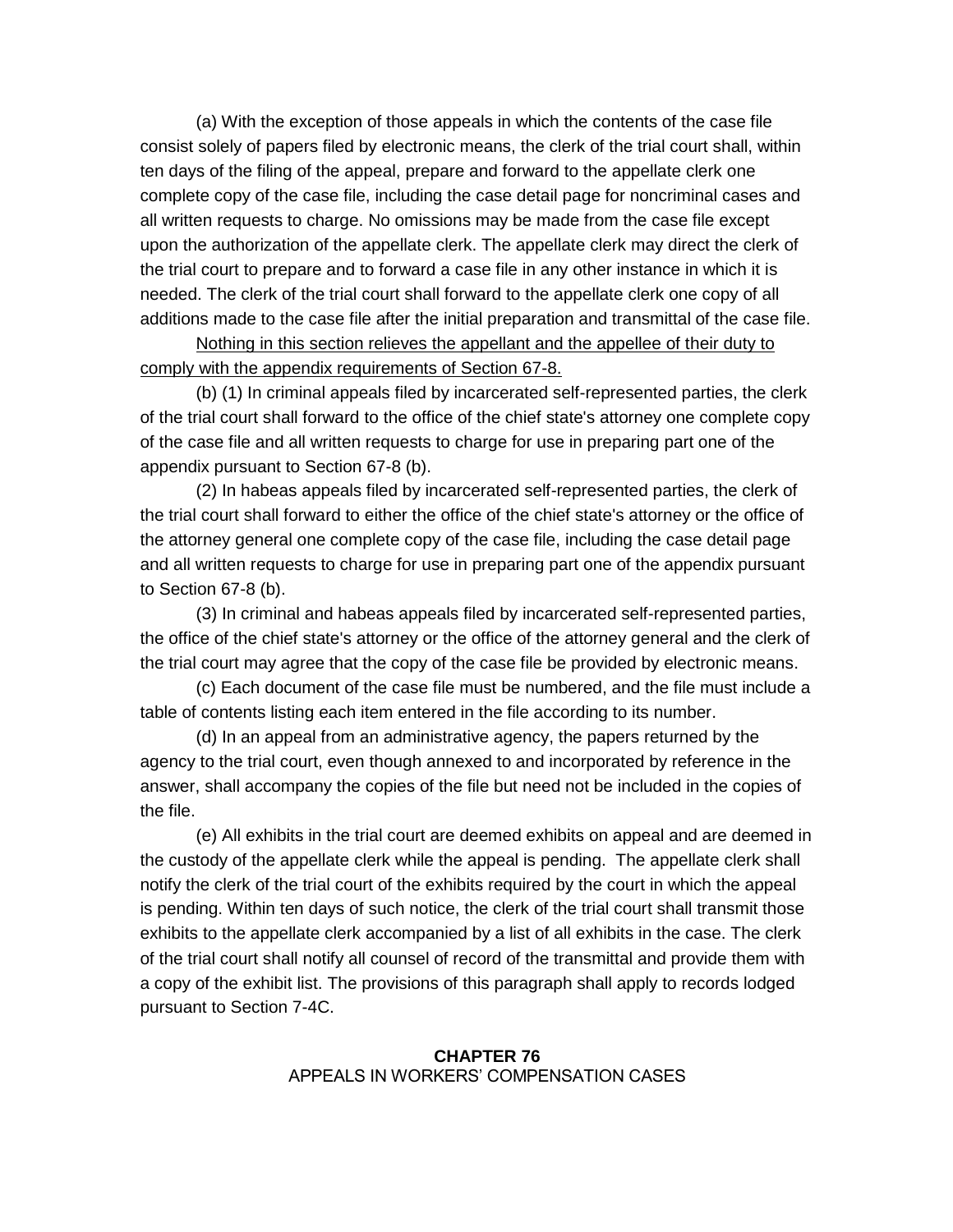(a) With the exception of those appeals in which the contents of the case file consist solely of papers filed by electronic means, the clerk of the trial court shall, within ten days of the filing of the appeal, prepare and forward to the appellate clerk one complete copy of the case file, including the case detail page for noncriminal cases and all written requests to charge. No omissions may be made from the case file except upon the authorization of the appellate clerk. The appellate clerk may direct the clerk of the trial court to prepare and to forward a case file in any other instance in which it is needed. The clerk of the trial court shall forward to the appellate clerk one copy of all additions made to the case file after the initial preparation and transmittal of the case file.

<u>Nothing in this section relieves the appellant and the appellee of their duty to comply with the appendix requirements of Section 67-8.</u>

(b) (1) In criminal appeals filed by incarcerated self-represented parties, the clerk of the trial court shall forward to the office of the chief state's attorney one complete copy of the case file and all written requests to charge for use in preparing part one of the appendix pursuant to Section 67-8 (b).

(2) In habeas appeals filed by incarcerated self-represented parties, the clerk of the trial court shall forward to either the office of the chief state's attorney or the office of the attorney general one complete copy of the case file, including the case detail page and all written requests to charge for use in preparing part one of the appendix pursuant to Section 67-8 (b).

(3) In criminal and habeas appeals filed by incarcerated self-represented parties, the office of the chief state's attorney or the office of the attorney general and the clerk of the trial court may agree that the copy of the case file be provided by electronic means.

(c) Each document of the case file must be numbered, and the file must include a table of contents listing each item entered in the file according to its number.

(d) In an appeal from an administrative agency, the papers returned by the agency to the trial court, even though annexed to and incorporated by reference in the answer, shall accompany the copies of the file but need not be included in the copies of the file.

(e) All exhibits in the trial court are deemed exhibits on appeal and are deemed in the custody of the appellate clerk while the appeal is pending. The appellate clerk shall notify the clerk of the trial court of the exhibits required by the court in which the appeal is pending. Within ten days of such notice, the clerk of the trial court shall transmit those exhibits to the appellate clerk accompanied by a list of all exhibits in the case. The clerk of the trial court shall notify all counsel of record of the transmittal and provide them with a copy of the exhibit list. The provisions of this paragraph shall apply to records lodged pursuant to Section 7-4C.

## CHAPTER 76
APPEALS IN WORKERS' COMPENSATION CASES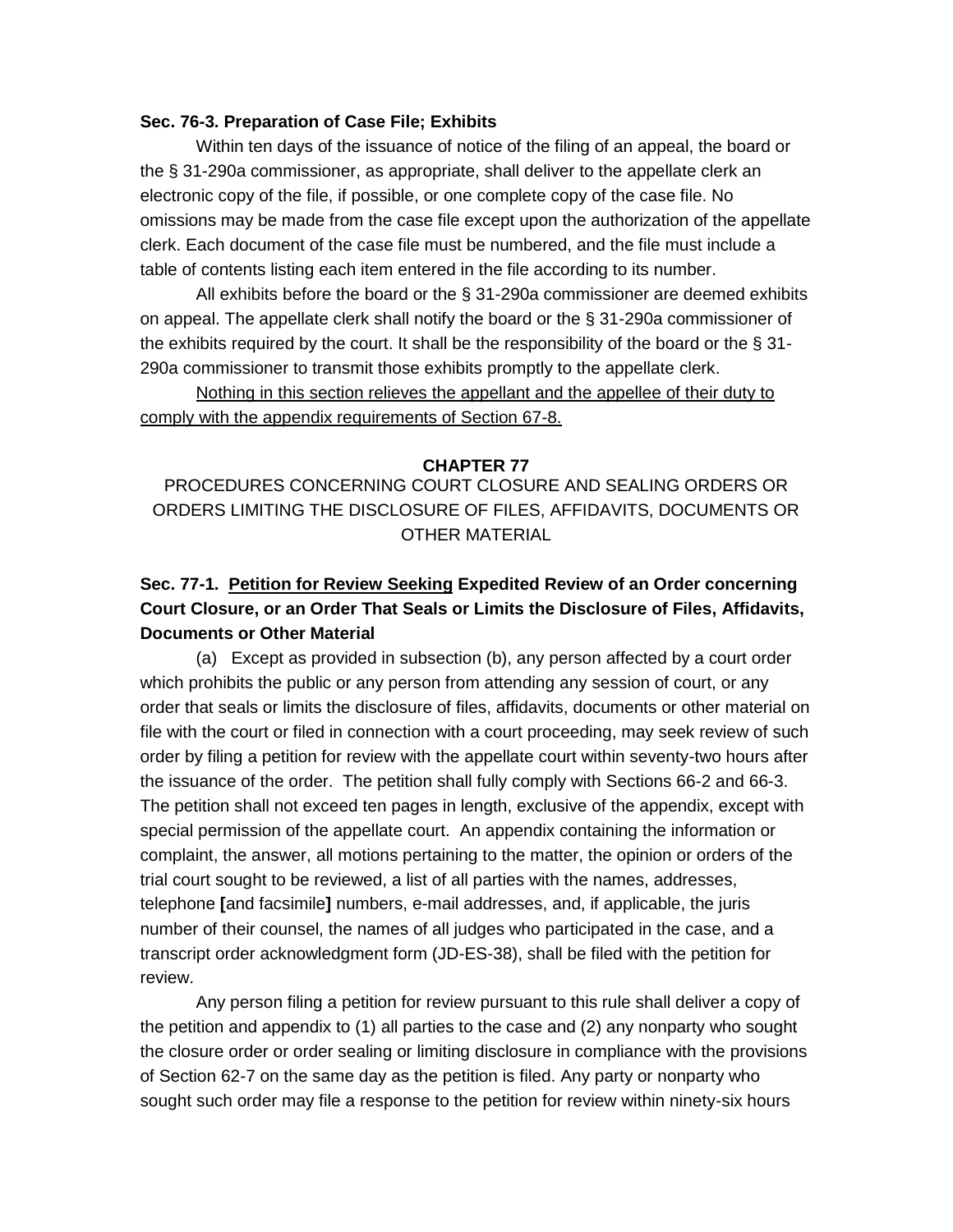**Sec. 76-3. Preparation of Case File; Exhibits**

Within ten days of the issuance of notice of the filing of an appeal, the board or the § 31-290a commissioner, as appropriate, shall deliver to the appellate clerk an electronic copy of the file, if possible, or one complete copy of the case file. No omissions may be made from the case file except upon the authorization of the appellate clerk. Each document of the case file must be numbered, and the file must include a table of contents listing each item entered in the file according to its number.

All exhibits before the board or the § 31-290a commissioner are deemed exhibits on appeal. The appellate clerk shall notify the board or the § 31-290a commissioner of the exhibits required by the court. It shall be the responsibility of the board or the § 31-290a commissioner to transmit those exhibits promptly to the appellate clerk.

<u>Nothing in this section relieves the appellant and the appellee of their duty to comply with the appendix requirements of Section 67-8.</u>

**CHAPTER 77**

PROCEDURES CONCERNING COURT CLOSURE AND SEALING ORDERS OR ORDERS LIMITING THE DISCLOSURE OF FILES, AFFIDAVITS, DOCUMENTS OR OTHER MATERIAL

**Sec. 77-1. <u>Petition for Review Seeking</u> Expedited Review of an Order concerning Court Closure, or an Order That Seals or Limits the Disclosure of Files, Affidavits, Documents or Other Material**

(a) Except as provided in subsection (b), any person affected by a court order which prohibits the public or any person from attending any session of court, or any order that seals or limits the disclosure of files, affidavits, documents or other material on file with the court or filed in connection with a court proceeding, may seek review of such order by filing a petition for review with the appellate court within seventy-two hours after the issuance of the order. The petition shall fully comply with Sections 66-2 and 66-3. The petition shall not exceed ten pages in length, exclusive of the appendix, except with special permission of the appellate court. An appendix containing the information or complaint, the answer, all motions pertaining to the matter, the opinion or orders of the trial court sought to be reviewed, a list of all parties with the names, addresses, telephone **[**and facsimile**]** numbers, e-mail addresses, and, if applicable, the juris number of their counsel, the names of all judges who participated in the case, and a transcript order acknowledgment form (JD-ES-38), shall be filed with the petition for review.

Any person filing a petition for review pursuant to this rule shall deliver a copy of the petition and appendix to (1) all parties to the case and (2) any nonparty who sought the closure order or order sealing or limiting disclosure in compliance with the provisions of Section 62-7 on the same day as the petition is filed. Any party or nonparty who sought such order may file a response to the petition for review within ninety-six hours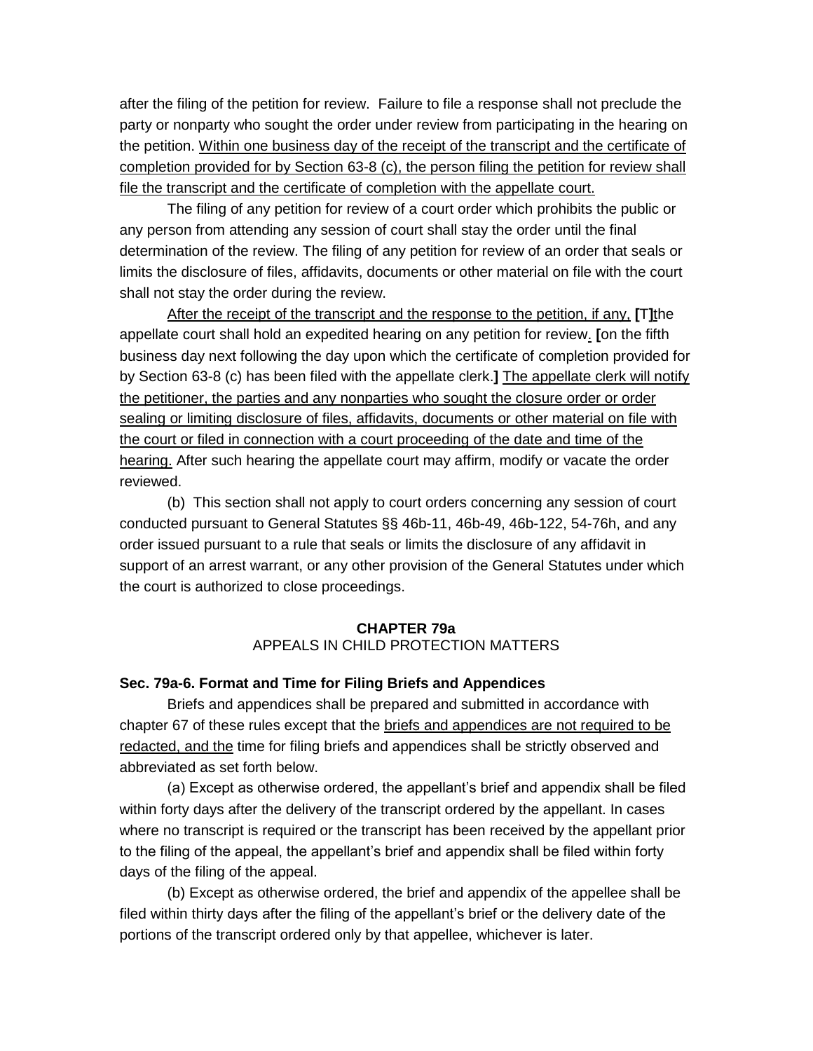after the filing of the petition for review. Failure to file a response shall not preclude the party or nonparty who sought the order under review from participating in the hearing on the petition. Within one business day of the receipt of the transcript and the certificate of completion provided for by Section 63-8 (c), the person filing the petition for review shall file the transcript and the certificate of completion with the appellate court.

The filing of any petition for review of a court order which prohibits the public or any person from attending any session of court shall stay the order until the final determination of the review. The filing of any petition for review of an order that seals or limits the disclosure of files, affidavits, documents or other material on file with the court shall not stay the order during the review.

After the receipt of the transcript and the response to the petition, if any, [T]the appellate court shall hold an expedited hearing on any petition for review. [on the fifth business day next following the day upon which the certificate of completion provided for by Section 63-8 (c) has been filed with the appellate clerk.] The appellate clerk will notify the petitioner, the parties and any nonparties who sought the closure order or order sealing or limiting disclosure of files, affidavits, documents or other material on file with the court or filed in connection with a court proceeding of the date and time of the hearing. After such hearing the appellate court may affirm, modify or vacate the order reviewed.

(b) This section shall not apply to court orders concerning any session of court conducted pursuant to General Statutes §§ 46b-11, 46b-49, 46b-122, 54-76h, and any order issued pursuant to a rule that seals or limits the disclosure of any affidavit in support of an arrest warrant, or any other provision of the General Statutes under which the court is authorized to close proceedings.

## CHAPTER 79a
APPEALS IN CHILD PROTECTION MATTERS

### Sec. 79a-6. Format and Time for Filing Briefs and Appendices

Briefs and appendices shall be prepared and submitted in accordance with chapter 67 of these rules except that the briefs and appendices are not required to be redacted, and the time for filing briefs and appendices shall be strictly observed and abbreviated as set forth below.

(a) Except as otherwise ordered, the appellant's brief and appendix shall be filed within forty days after the delivery of the transcript ordered by the appellant. In cases where no transcript is required or the transcript has been received by the appellant prior to the filing of the appeal, the appellant's brief and appendix shall be filed within forty days of the filing of the appeal.

(b) Except as otherwise ordered, the brief and appendix of the appellee shall be filed within thirty days after the filing of the appellant's brief or the delivery date of the portions of the transcript ordered only by that appellee, whichever is later.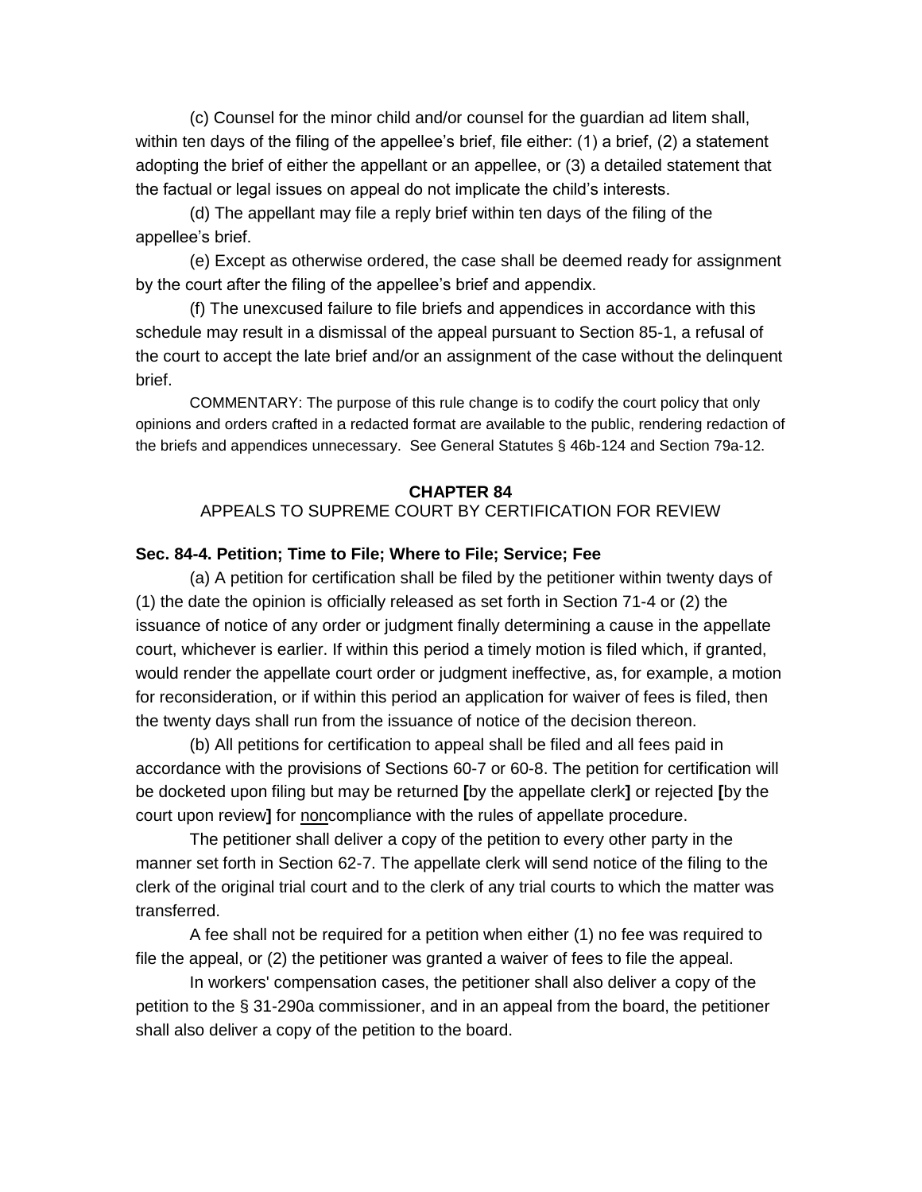(c) Counsel for the minor child and/or counsel for the guardian ad litem shall, within ten days of the filing of the appellee's brief, file either: (1) a brief, (2) a statement adopting the brief of either the appellant or an appellee, or (3) a detailed statement that the factual or legal issues on appeal do not implicate the child's interests.

(d) The appellant may file a reply brief within ten days of the filing of the appellee's brief.

(e) Except as otherwise ordered, the case shall be deemed ready for assignment by the court after the filing of the appellee's brief and appendix.

(f) The unexcused failure to file briefs and appendices in accordance with this schedule may result in a dismissal of the appeal pursuant to Section 85-1, a refusal of the court to accept the late brief and/or an assignment of the case without the delinquent brief.

COMMENTARY: The purpose of this rule change is to codify the court policy that only opinions and orders crafted in a redacted format are available to the public, rendering redaction of the briefs and appendices unnecessary. See General Statutes § 46b-124 and Section 79a-12.

## CHAPTER 84

APPEALS TO SUPREME COURT BY CERTIFICATION FOR REVIEW

### Sec. 84-4. Petition; Time to File; Where to File; Service; Fee

(a) A petition for certification shall be filed by the petitioner within twenty days of (1) the date the opinion is officially released as set forth in Section 71-4 or (2) the issuance of notice of any order or judgment finally determining a cause in the appellate court, whichever is earlier. If within this period a timely motion is filed which, if granted, would render the appellate court order or judgment ineffective, as, for example, a motion for reconsideration, or if within this period an application for waiver of fees is filed, then the twenty days shall run from the issuance of notice of the decision thereon.

(b) All petitions for certification to appeal shall be filed and all fees paid in accordance with the provisions of Sections 60-7 or 60-8. The petition for certification will be docketed upon filing but may be returned **[**by the appellate clerk**]** or rejected **[**by the court upon review**]** for <u>non</u>compliance with the rules of appellate procedure.

The petitioner shall deliver a copy of the petition to every other party in the manner set forth in Section 62-7. The appellate clerk will send notice of the filing to the clerk of the original trial court and to the clerk of any trial courts to which the matter was transferred.

A fee shall not be required for a petition when either (1) no fee was required to file the appeal, or (2) the petitioner was granted a waiver of fees to file the appeal.

In workers' compensation cases, the petitioner shall also deliver a copy of the petition to the § 31-290a commissioner, and in an appeal from the board, the petitioner shall also deliver a copy of the petition to the board.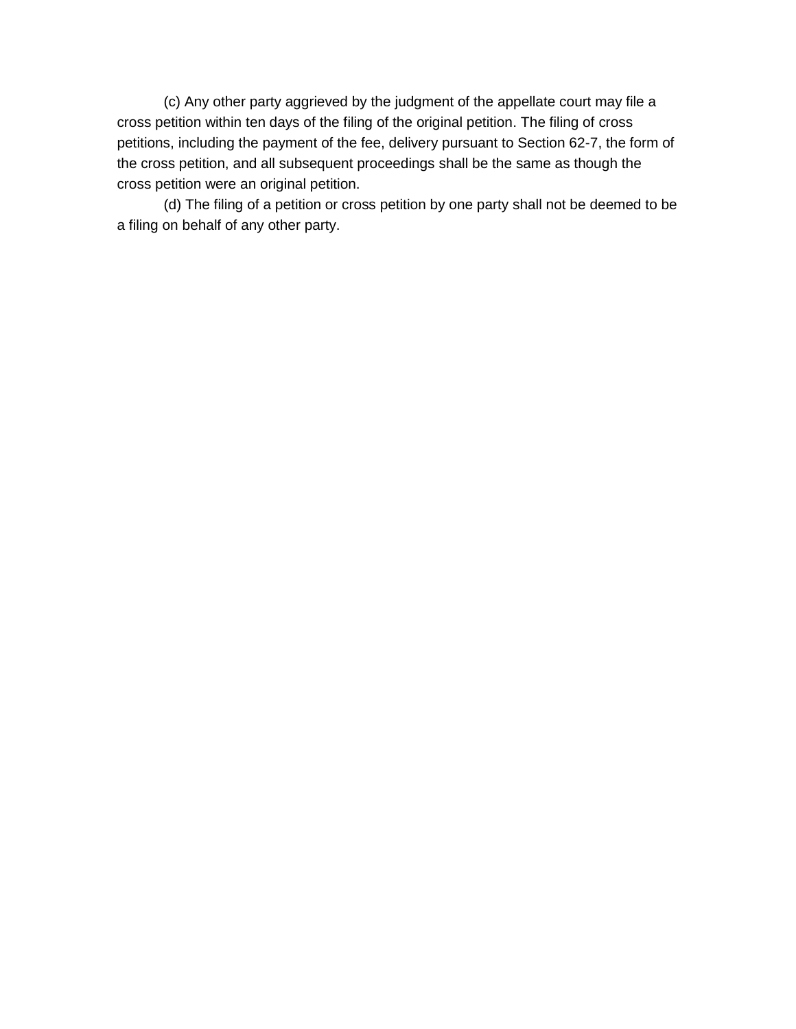(c) Any other party aggrieved by the judgment of the appellate court may file a cross petition within ten days of the filing of the original petition. The filing of cross petitions, including the payment of the fee, delivery pursuant to Section 62-7, the form of the cross petition, and all subsequent proceedings shall be the same as though the cross petition were an original petition.

(d) The filing of a petition or cross petition by one party shall not be deemed to be a filing on behalf of any other party.